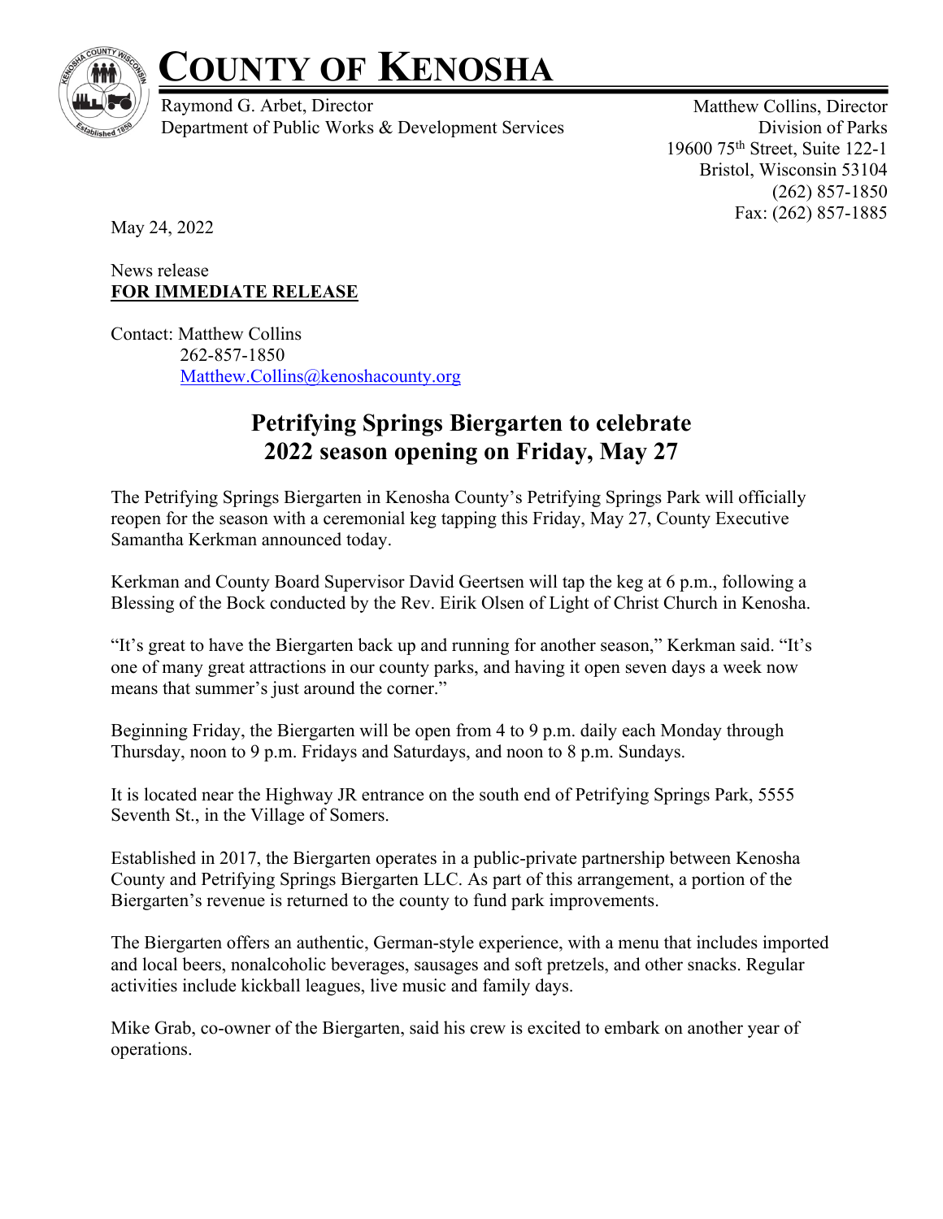# COUNTY OF KENOSHA

Raymond G. Arbet, Director
Department of Public Works & Development Services

Matthew Collins, Director
Division of Parks
19600 75th Street, Suite 122-1
Bristol, Wisconsin 53104
(262) 857-1850
Fax: (262) 857-1885

May 24, 2022

News release
**FOR IMMEDIATE RELEASE**

Contact: Matthew Collins
262-857-1850
Matthew.Collins@kenoshacounty.org

## Petrifying Springs Biergarten to celebrate 2022 season opening on Friday, May 27

The Petrifying Springs Biergarten in Kenosha County's Petrifying Springs Park will officially reopen for the season with a ceremonial keg tapping this Friday, May 27, County Executive Samantha Kerkman announced today.

Kerkman and County Board Supervisor David Geertsen will tap the keg at 6 p.m., following a Blessing of the Bock conducted by the Rev. Eirik Olsen of Light of Christ Church in Kenosha.

"It's great to have the Biergarten back up and running for another season," Kerkman said. "It's one of many great attractions in our county parks, and having it open seven days a week now means that summer's just around the corner."

Beginning Friday, the Biergarten will be open from 4 to 9 p.m. daily each Monday through Thursday, noon to 9 p.m. Fridays and Saturdays, and noon to 8 p.m. Sundays.

It is located near the Highway JR entrance on the south end of Petrifying Springs Park, 5555 Seventh St., in the Village of Somers.

Established in 2017, the Biergarten operates in a public-private partnership between Kenosha County and Petrifying Springs Biergarten LLC. As part of this arrangement, a portion of the Biergarten's revenue is returned to the county to fund park improvements.

The Biergarten offers an authentic, German-style experience, with a menu that includes imported and local beers, nonalcoholic beverages, sausages and soft pretzels, and other snacks. Regular activities include kickball leagues, live music and family days.

Mike Grab, co-owner of the Biergarten, said his crew is excited to embark on another year of operations.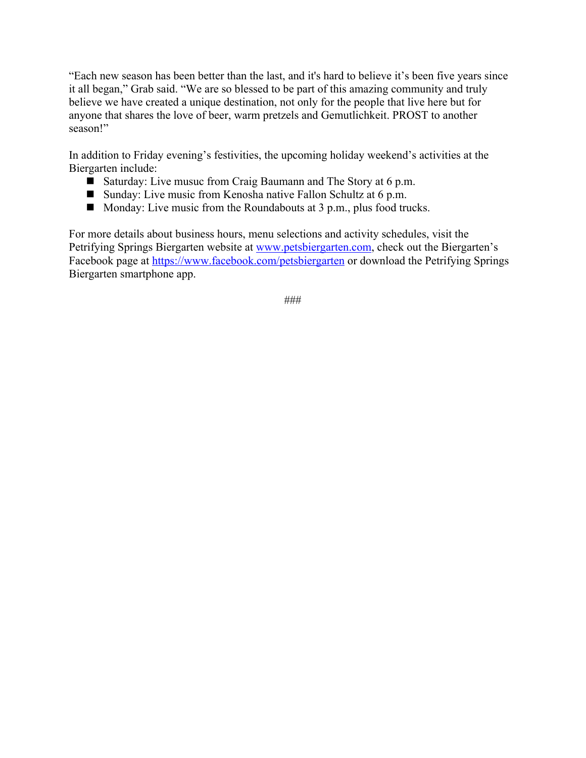"Each new season has been better than the last, and it's hard to believe it's been five years since it all began," Grab said. "We are so blessed to be part of this amazing community and truly believe we have created a unique destination, not only for the people that live here but for anyone that shares the love of beer, warm pretzels and Gemutlichkeit. PROST to another season!"

In addition to Friday evening's festivities, the upcoming holiday weekend's activities at the Biergarten include:

- Saturday: Live musuc from Craig Baumann and The Story at 6 p.m.
- Sunday: Live music from Kenosha native Fallon Schultz at 6 p.m.
- Monday: Live music from the Roundabouts at 3 p.m., plus food trucks.

For more details about business hours, menu selections and activity schedules, visit the Petrifying Springs Biergarten website at [www.petsbiergarten.com](http://www.petsbiergarten.com), check out the Biergarten's Facebook page at [https://www.facebook.com/petsbiergarten](https://www.facebook.com/petsbiergarten) or download the Petrifying Springs Biergarten smartphone app.

###